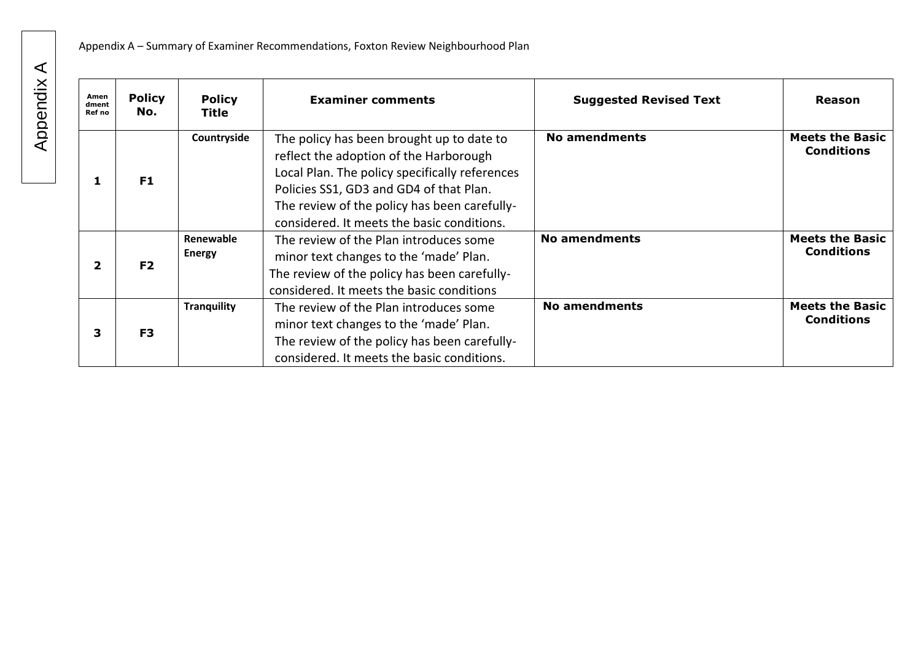Appendix A

Appendix A – Summary of Examiner Recommendations, Foxton Review Neighbourhood Plan

| Amendment Ref no | Policy No. | Policy Title | Examiner comments | Suggested Revised Text | Reason |
|---|---|---|---|---|---|
| 1 | F1 | Countryside | The policy has been brought up to date to reflect the adoption of the Harborough Local Plan. The policy specifically references Policies SS1, GD3 and GD4 of that Plan. The review of the policy has been carefully-considered. It meets the basic conditions. | **No amendments** | **Meets the Basic Conditions** |
| 2 | F2 | Renewable Energy | The review of the Plan introduces some minor text changes to the 'made' Plan. The review of the policy has been carefully-considered. It meets the basic conditions | **No amendments** | **Meets the Basic Conditions** |
| 3 | F3 | Tranquility | The review of the Plan introduces some minor text changes to the 'made' Plan. The review of the policy has been carefully-considered. It meets the basic conditions. | **No amendments** | **Meets the Basic Conditions** |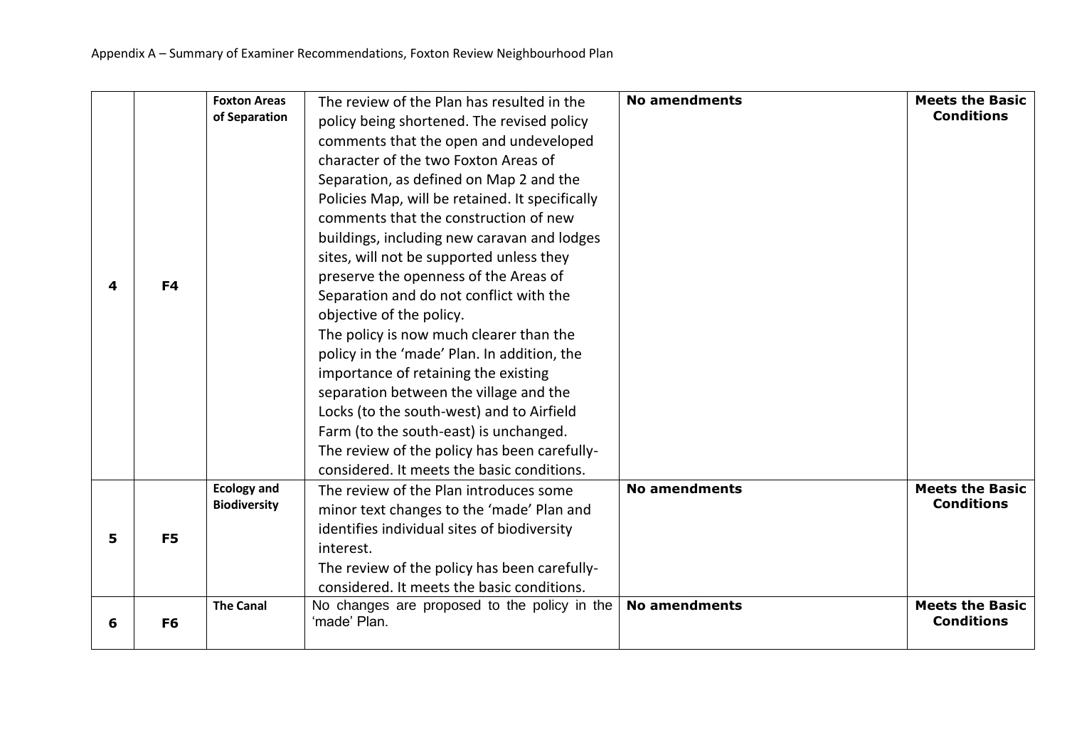| 4 | F4 | Foxton Areas of Separation | The review of the Plan has resulted in the policy being shortened. The revised policy comments that the open and undeveloped character of the two Foxton Areas of Separation, as defined on Map 2 and the Policies Map, will be retained. It specifically comments that the construction of new buildings, including new caravan and lodges sites, will not be supported unless they preserve the openness of the Areas of Separation and do not conflict with the objective of the policy.<br>The policy is now much clearer than the policy in the 'made' Plan. In addition, the importance of retaining the existing separation between the village and the Locks (to the south-west) and to Airfield Farm (to the south-east) is unchanged.<br>The review of the policy has been carefully-considered. It meets the basic conditions. | **No amendments** | **Meets the Basic Conditions** |
|---|---|---|---|---|---|
| 5 | F5 | Ecology and Biodiversity | The review of the Plan introduces some minor text changes to the 'made' Plan and identifies individual sites of biodiversity interest.<br>The review of the policy has been carefully-considered. It meets the basic conditions. | **No amendments** | **Meets the Basic Conditions** |
| 6 | F6 | The Canal | No changes are proposed to the policy in the 'made' Plan. | **No amendments** | **Meets the Basic Conditions** |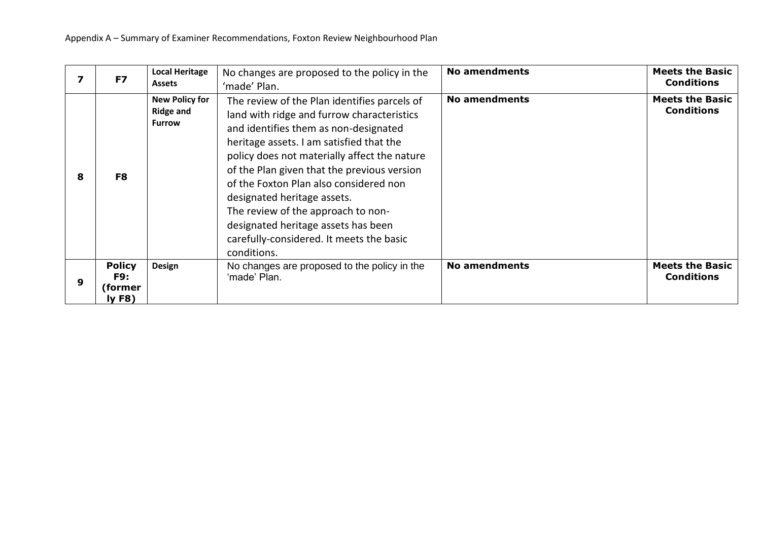Appendix A – Summary of Examiner Recommendations, Foxton Review Neighbourhood Plan

| | | | | | |
|---|---|---|---|---|---|
| **7** | **F7** | **Local Heritage Assets** | No changes are proposed to the policy in the 'made' Plan. | **No amendments** | **Meets the Basic Conditions** |
| **8** | **F8** | **New Policy for Ridge and Furrow** | The review of the Plan identifies parcels of land with ridge and furrow characteristics and identifies them as non-designated heritage assets. I am satisfied that the policy does not materially affect the nature of the Plan given that the previous version of the Foxton Plan also considered non designated heritage assets. The review of the approach to non-designated heritage assets has been carefully-considered. It meets the basic conditions. | **No amendments** | **Meets the Basic Conditions** |
| **9** | **Policy F9: (formerly F8)** | **Design** | No changes are proposed to the policy in the 'made' Plan. | **No amendments** | **Meets the Basic Conditions** |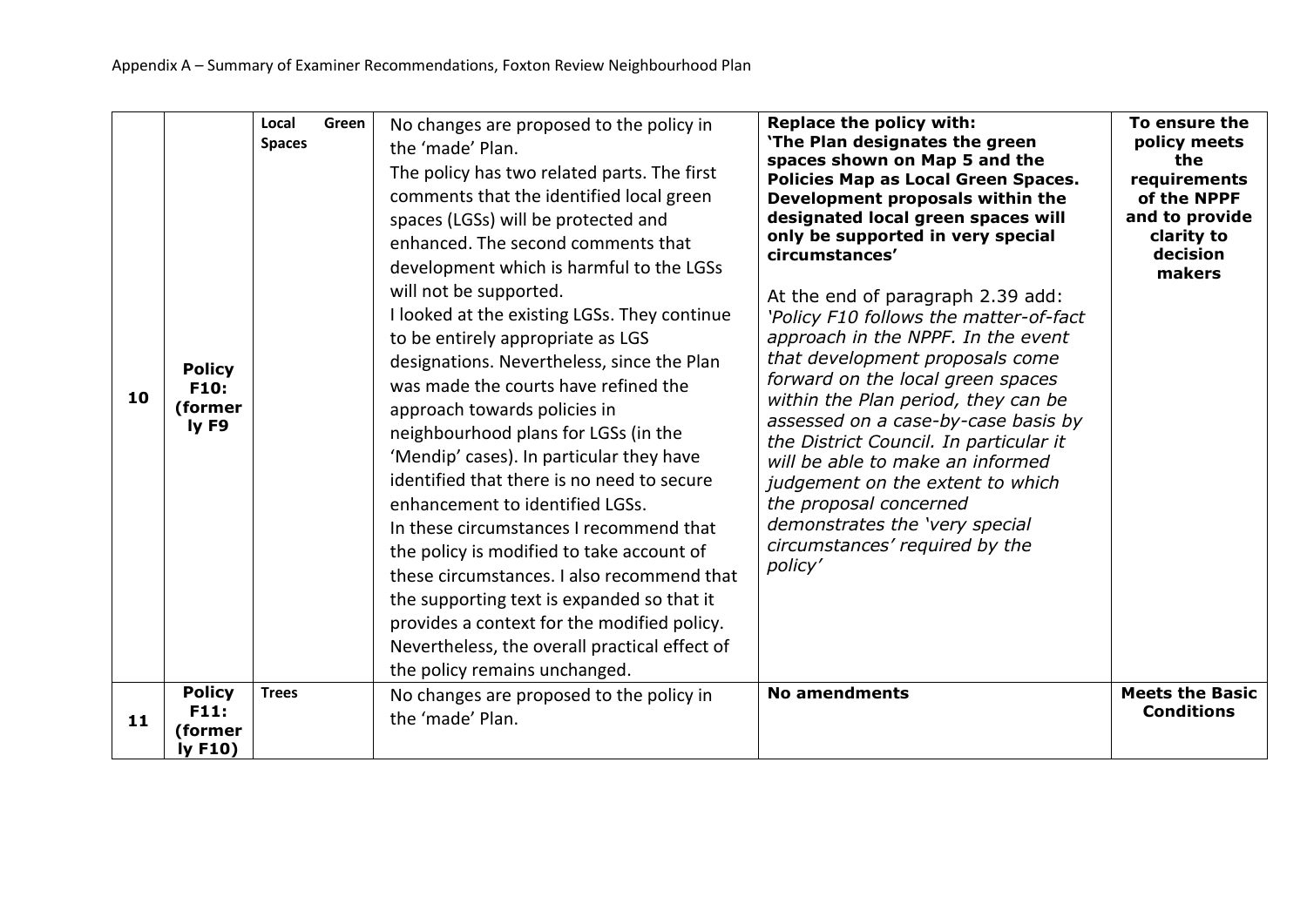Appendix A – Summary of Examiner Recommendations, Foxton Review Neighbourhood Plan

| | | | | | |
|---|---|---|---|---|---|
| 10 | **Policy F10: (formerly F9** | **Local Green Spaces** | No changes are proposed to the policy in the 'made' Plan.<br>The policy has two related parts. The first comments that the identified local green spaces (LGSs) will be protected and enhanced. The second comments that development which is harmful to the LGSs will not be supported.<br>I looked at the existing LGSs. They continue to be entirely appropriate as LGS designations. Nevertheless, since the Plan was made the courts have refined the approach towards policies in neighbourhood plans for LGSs (in the 'Mendip' cases). In particular they have identified that there is no need to secure enhancement to identified LGSs.<br>In these circumstances I recommend that the policy is modified to take account of these circumstances. I also recommend that the supporting text is expanded so that it provides a context for the modified policy. Nevertheless, the overall practical effect of the policy remains unchanged. | **Replace the policy with:**<br>**'The Plan designates the green spaces shown on Map 5 and the Policies Map as Local Green Spaces. Development proposals within the designated local green spaces will only be supported in very special circumstances'**<br><br>At the end of paragraph 2.39 add:<br>*'Policy F10 follows the matter-of-fact approach in the NPPF. In the event that development proposals come forward on the local green spaces within the Plan period, they can be assessed on a case-by-case basis by the District Council. In particular it will be able to make an informed judgement on the extent to which the proposal concerned demonstrates the 'very special circumstances' required by the policy'* | **To ensure the policy meets the requirements of the NPPF and to provide clarity to decision makers** |
| 11 | **Policy F11: (formerly F10)** | **Trees** | No changes are proposed to the policy in the 'made' Plan. | **No amendments** | **Meets the Basic Conditions** |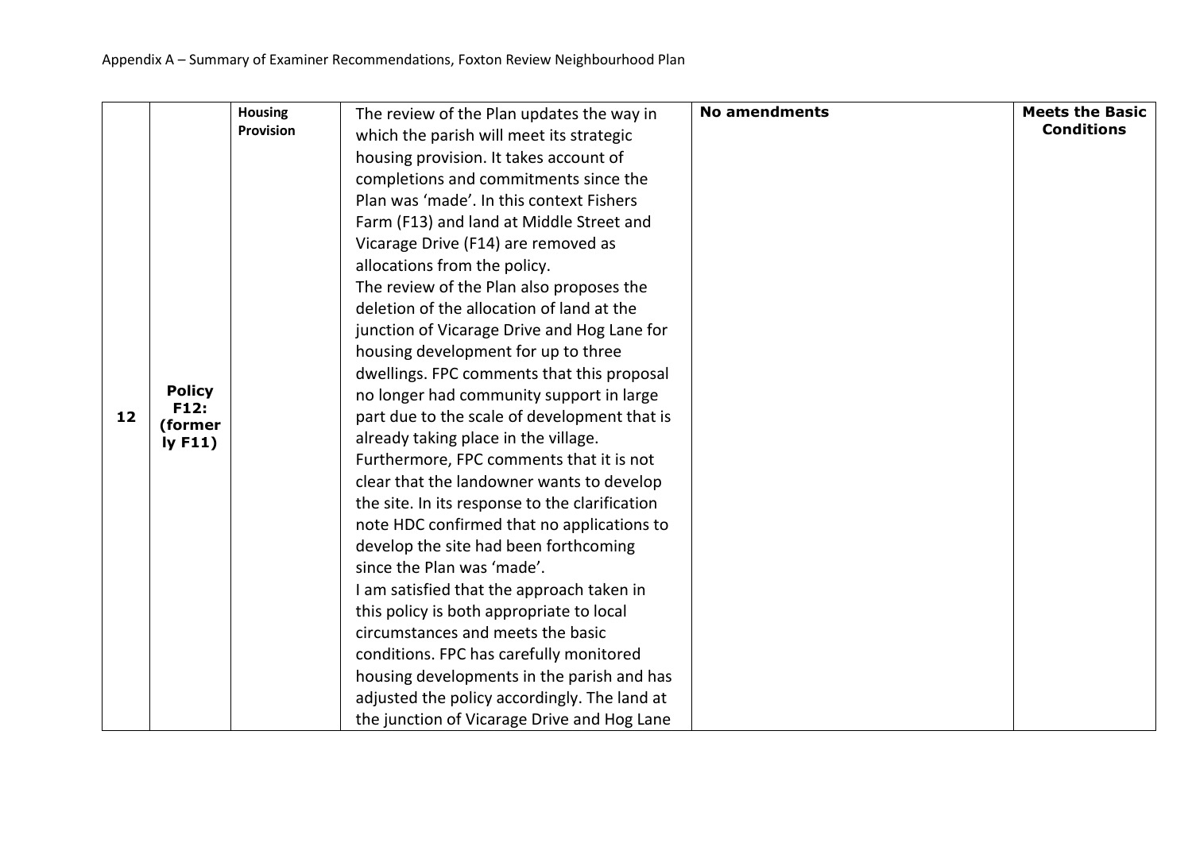| 12 | Policy F12: (formerly F11) | Housing Provision | The review of the Plan updates the way in which the parish will meet its strategic housing provision. It takes account of completions and commitments since the Plan was 'made'. In this context Fishers Farm (F13) and land at Middle Street and Vicarage Drive (F14) are removed as allocations from the policy. The review of the Plan also proposes the deletion of the allocation of land at the junction of Vicarage Drive and Hog Lane for housing development for up to three dwellings. FPC comments that this proposal no longer had community support in large part due to the scale of development that is already taking place in the village. Furthermore, FPC comments that it is not clear that the landowner wants to develop the site. In its response to the clarification note HDC confirmed that no applications to develop the site had been forthcoming since the Plan was 'made'. I am satisfied that the approach taken in this policy is both appropriate to local circumstances and meets the basic conditions. FPC has carefully monitored housing developments in the parish and has adjusted the policy accordingly. The land at the junction of Vicarage Drive and Hog Lane | **No amendments** | **Meets the Basic Conditions** |
|---|---|---|---|---|---|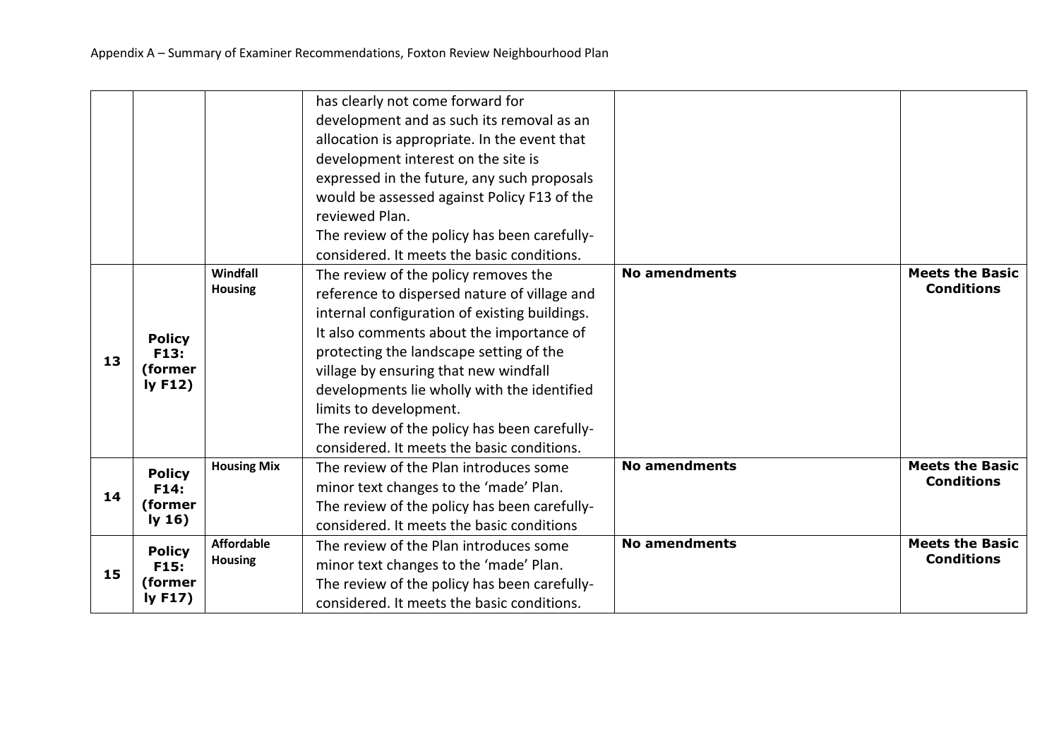| | | | | | |
|---|---|---|---|---|---|
| | | | has clearly not come forward for development and as such its removal as an allocation is appropriate. In the event that development interest on the site is expressed in the future, any such proposals would be assessed against Policy F13 of the reviewed Plan. The review of the policy has been carefully-considered. It meets the basic conditions. | | |
| **13** | **Policy F13: (formerly F12)** | **Windfall Housing** | The review of the policy removes the reference to dispersed nature of village and internal configuration of existing buildings. It also comments about the importance of protecting the landscape setting of the village by ensuring that new windfall developments lie wholly with the identified limits to development. The review of the policy has been carefully-considered. It meets the basic conditions. | **No amendments** | **Meets the Basic Conditions** |
| **14** | **Policy F14: (formerly 16)** | **Housing Mix** | The review of the Plan introduces some minor text changes to the 'made' Plan. The review of the policy has been carefully-considered. It meets the basic conditions | **No amendments** | **Meets the Basic Conditions** |
| **15** | **Policy F15: (formerly F17)** | **Affordable Housing** | The review of the Plan introduces some minor text changes to the 'made' Plan. The review of the policy has been carefully-considered. It meets the basic conditions. | **No amendments** | **Meets the Basic Conditions** |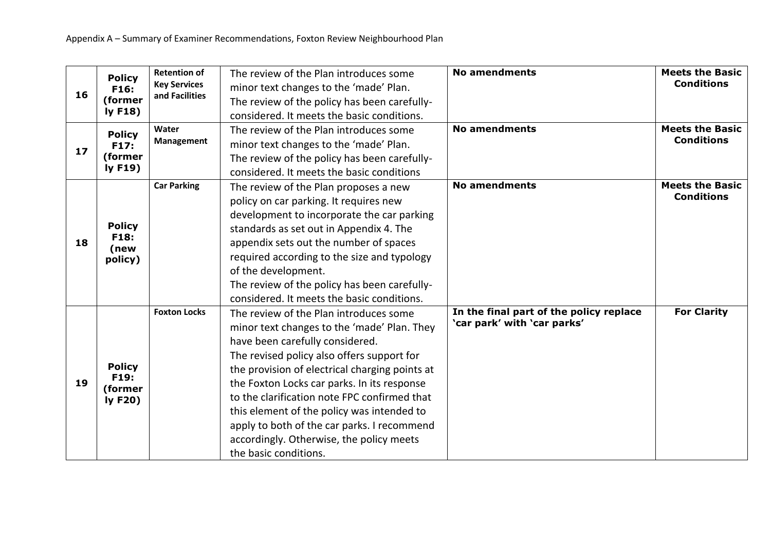| 16 | **Policy F16: (formerly F18)** | **Retention of Key Services and Facilities** | The review of the Plan introduces some minor text changes to the 'made' Plan. The review of the policy has been carefully-considered. It meets the basic conditions. | **No amendments** | **Meets the Basic Conditions** |
|---|---|---|---|---|---|
| **17** | **Policy F17: (formerly F19)** | **Water Management** | The review of the Plan introduces some minor text changes to the 'made' Plan. The review of the policy has been carefully-considered. It meets the basic conditions | **No amendments** | **Meets the Basic Conditions** |
| **18** | **Policy F18: (new policy)** | **Car Parking** | The review of the Plan proposes a new policy on car parking. It requires new development to incorporate the car parking standards as set out in Appendix 4. The appendix sets out the number of spaces required according to the size and typology of the development. The review of the policy has been carefully-considered. It meets the basic conditions. | **No amendments** | **Meets the Basic Conditions** |
| **19** | **Policy F19: (formerly F20)** | **Foxton Locks** | The review of the Plan introduces some minor text changes to the 'made' Plan. They have been carefully considered. The revised policy also offers support for the provision of electrical charging points at the Foxton Locks car parks. In its response to the clarification note FPC confirmed that this element of the policy was intended to apply to both of the car parks. I recommend accordingly. Otherwise, the policy meets the basic conditions. | **In the final part of the policy replace 'car park' with 'car parks'** | **For Clarity** |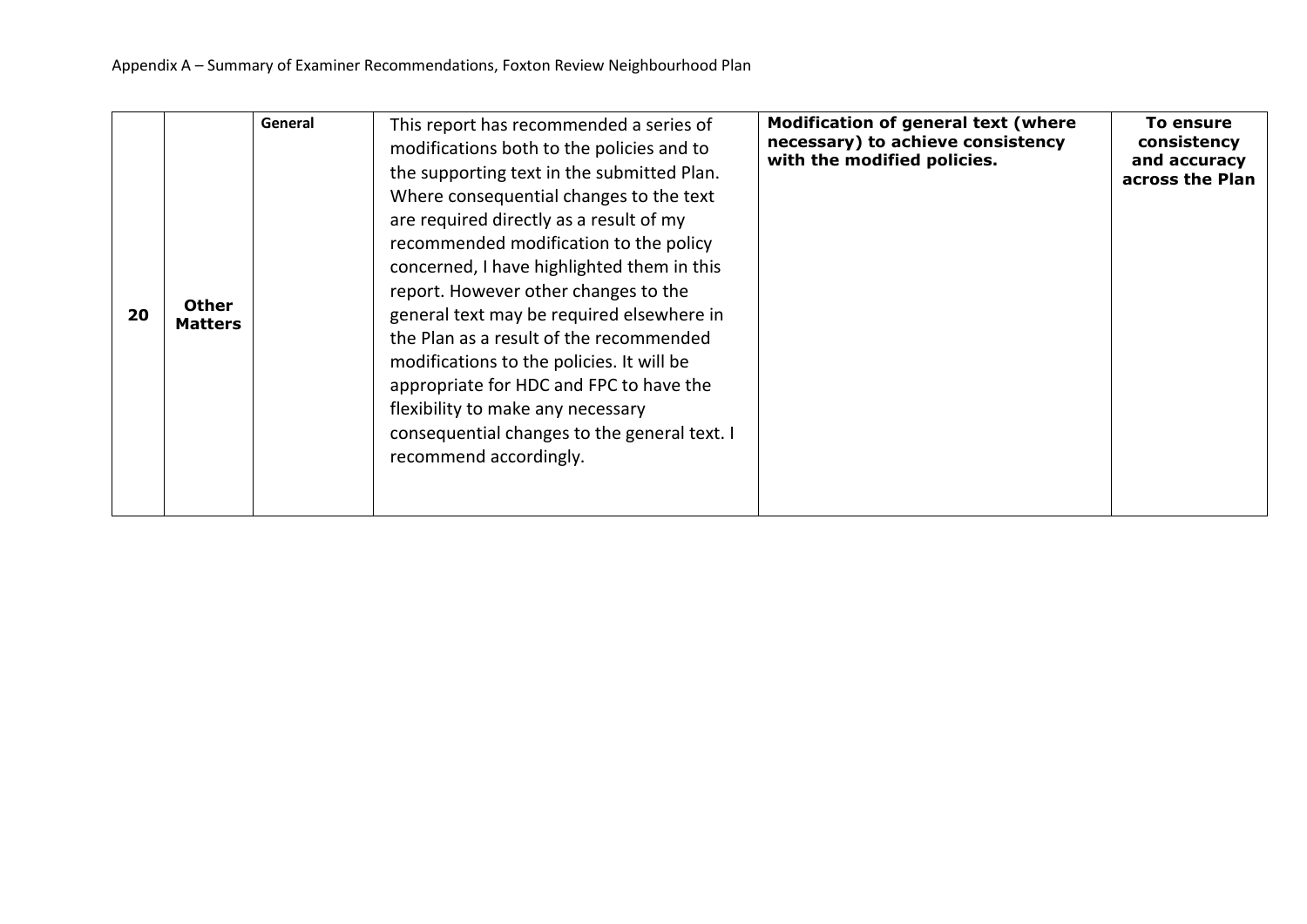| | | | | | |
|---|---|---|---|---|---|
| **20** | **Other Matters** | **General** | This report has recommended a series of modifications both to the policies and to the supporting text in the submitted Plan. Where consequential changes to the text are required directly as a result of my recommended modification to the policy concerned, I have highlighted them in this report. However other changes to the general text may be required elsewhere in the Plan as a result of the recommended modifications to the policies. It will be appropriate for HDC and FPC to have the flexibility to make any necessary consequential changes to the general text. I recommend accordingly. | **Modification of general text (where necessary) to achieve consistency with the modified policies.** | **To ensure consistency and accuracy across the Plan** |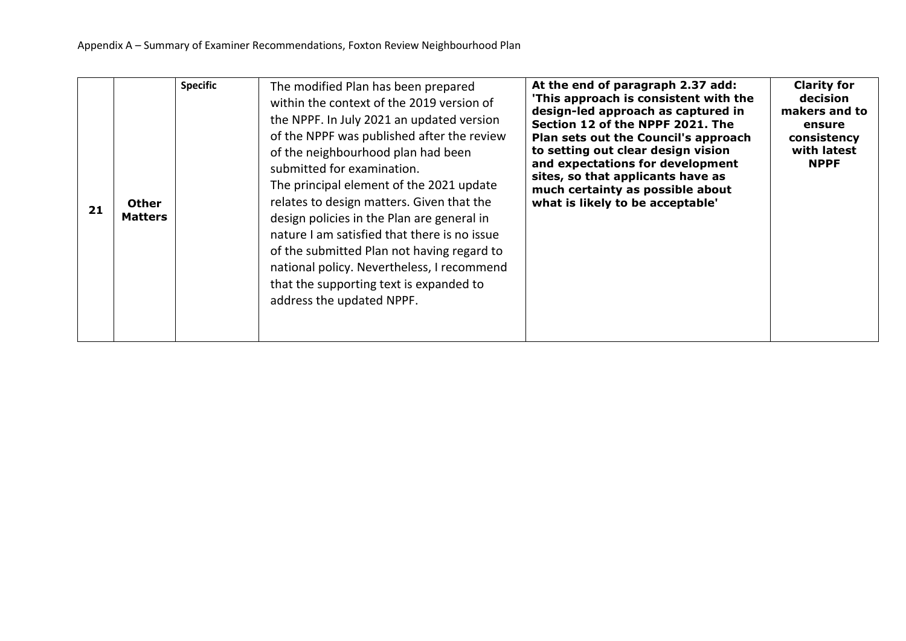| | | | | | |
|---|---|---|---|---|---|
| 21 | **Other Matters** | **Specific** | The modified Plan has been prepared within the context of the 2019 version of the NPPF. In July 2021 an updated version of the NPPF was published after the review of the neighbourhood plan had been submitted for examination.<br>The principal element of the 2021 update relates to design matters. Given that the design policies in the Plan are general in nature I am satisfied that there is no issue of the submitted Plan not having regard to national policy. Nevertheless, I recommend that the supporting text is expanded to address the updated NPPF. | **At the end of paragraph 2.37 add: 'This approach is consistent with the design-led approach as captured in Section 12 of the NPPF 2021. The Plan sets out the Council's approach to setting out clear design vision and expectations for development sites, so that applicants have as much certainty as possible about what is likely to be acceptable'** | **Clarity for decision makers and to ensure consistency with latest NPPF** |